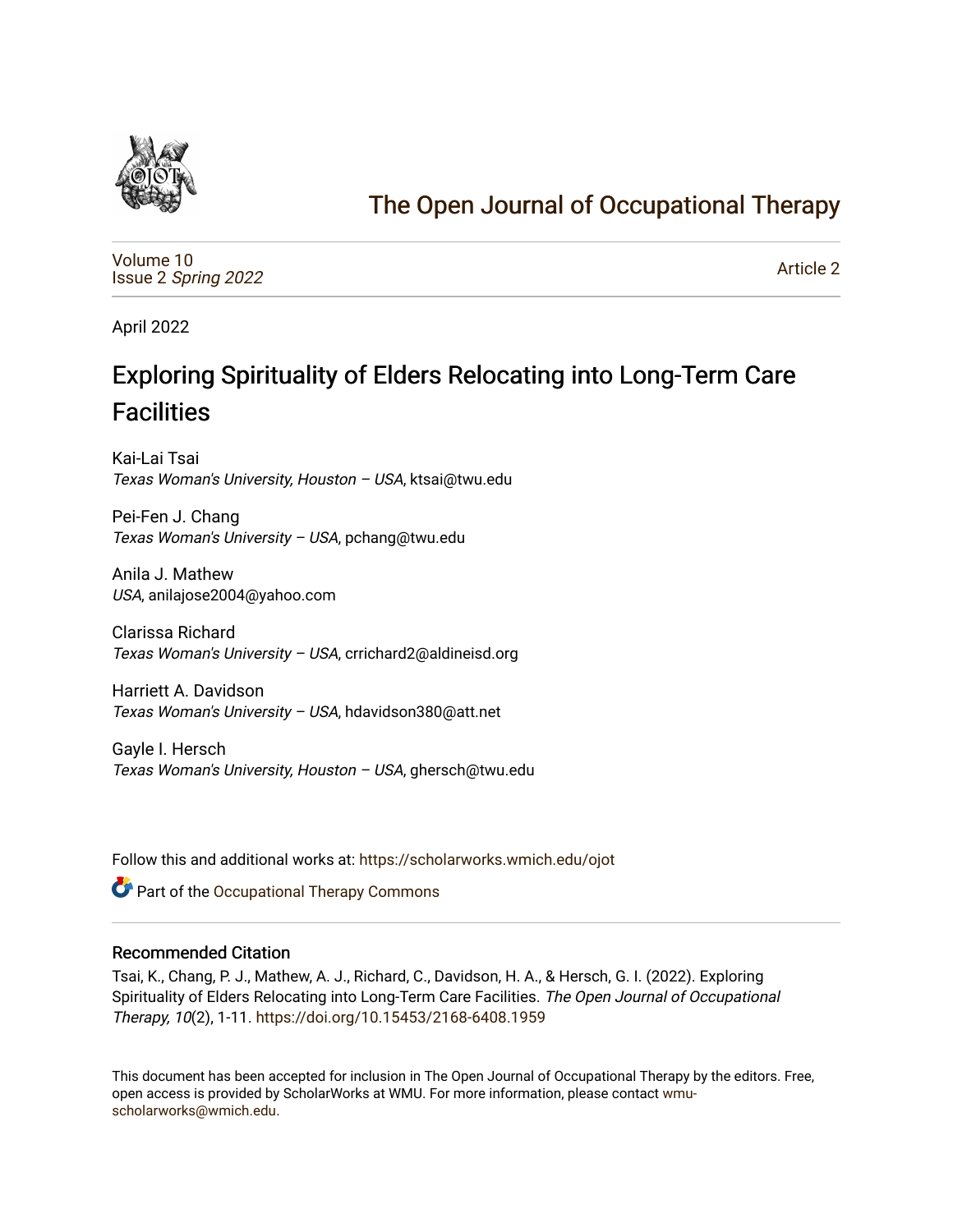# The Open Journal of Occupational Therapy

Volume 10
Issue 2 *Spring 2022*

Article 2

April 2022

## Exploring Spirituality of Elders Relocating into Long-Term Care Facilities

Kai-Lai Tsai
*Texas Woman's University, Houston – USA*, ktsai@twu.edu

Pei-Fen J. Chang
*Texas Woman's University – USA*, pchang@twu.edu

Anila J. Mathew
*USA*, anilajose2004@yahoo.com

Clarissa Richard
*Texas Woman's University – USA*, crrichard2@aldineisd.org

Harriett A. Davidson
*Texas Woman's University – USA*, hdavidson380@att.net

Gayle I. Hersch
*Texas Woman's University, Houston – USA*, ghersch@twu.edu

Follow this and additional works at: https://scholarworks.wmich.edu/ojot

Part of the Occupational Therapy Commons

### Recommended Citation

Tsai, K., Chang, P. J., Mathew, A. J., Richard, C., Davidson, H. A., & Hersch, G. I. (2022). Exploring Spirituality of Elders Relocating into Long-Term Care Facilities. *The Open Journal of Occupational Therapy, 10*(2), 1-11. https://doi.org/10.15453/2168-6408.1959

This document has been accepted for inclusion in The Open Journal of Occupational Therapy by the editors. Free, open access is provided by ScholarWorks at WMU. For more information, please contact wmu-scholarworks@wmich.edu.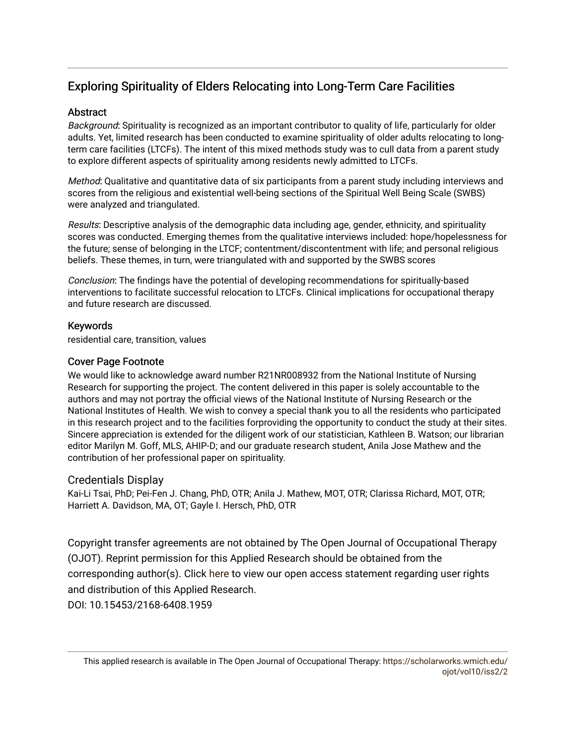# Exploring Spirituality of Elders Relocating into Long-Term Care Facilities

## Abstract

*Background*: Spirituality is recognized as an important contributor to quality of life, particularly for older adults. Yet, limited research has been conducted to examine spirituality of older adults relocating to long-term care facilities (LTCFs). The intent of this mixed methods study was to cull data from a parent study to explore different aspects of spirituality among residents newly admitted to LTCFs.

*Method*: Qualitative and quantitative data of six participants from a parent study including interviews and scores from the religious and existential well-being sections of the Spiritual Well Being Scale (SWBS) were analyzed and triangulated.

*Results*: Descriptive analysis of the demographic data including age, gender, ethnicity, and spirituality scores was conducted. Emerging themes from the qualitative interviews included: hope/hopelessness for the future; sense of belonging in the LTCF; contentment/discontentment with life; and personal religious beliefs. These themes, in turn, were triangulated with and supported by the SWBS scores

*Conclusion*: The findings have the potential of developing recommendations for spiritually-based interventions to facilitate successful relocation to LTCFs. Clinical implications for occupational therapy and future research are discussed.

## Keywords

residential care, transition, values

## Cover Page Footnote

We would like to acknowledge award number R21NR008932 from the National Institute of Nursing Research for supporting the project. The content delivered in this paper is solely accountable to the authors and may not portray the official views of the National Institute of Nursing Research or the National Institutes of Health. We wish to convey a special thank you to all the residents who participated in this research project and to the facilities forproviding the opportunity to conduct the study at their sites. Sincere appreciation is extended for the diligent work of our statistician, Kathleen B. Watson; our librarian editor Marilyn M. Goff, MLS, AHIP-D; and our graduate research student, Anila Jose Mathew and the contribution of her professional paper on spirituality.

## Credentials Display

Kai-Li Tsai, PhD; Pei-Fen J. Chang, PhD, OTR; Anila J. Mathew, MOT, OTR; Clarissa Richard, MOT, OTR; Harriett A. Davidson, MA, OT; Gayle I. Hersch, PhD, OTR

Copyright transfer agreements are not obtained by The Open Journal of Occupational Therapy (OJOT). Reprint permission for this Applied Research should be obtained from the corresponding author(s). Click here to view our open access statement regarding user rights and distribution of this Applied Research.

DOI: 10.15453/2168-6408.1959

This applied research is available in The Open Journal of Occupational Therapy: https://scholarworks.wmich.edu/ojot/vol10/iss2/2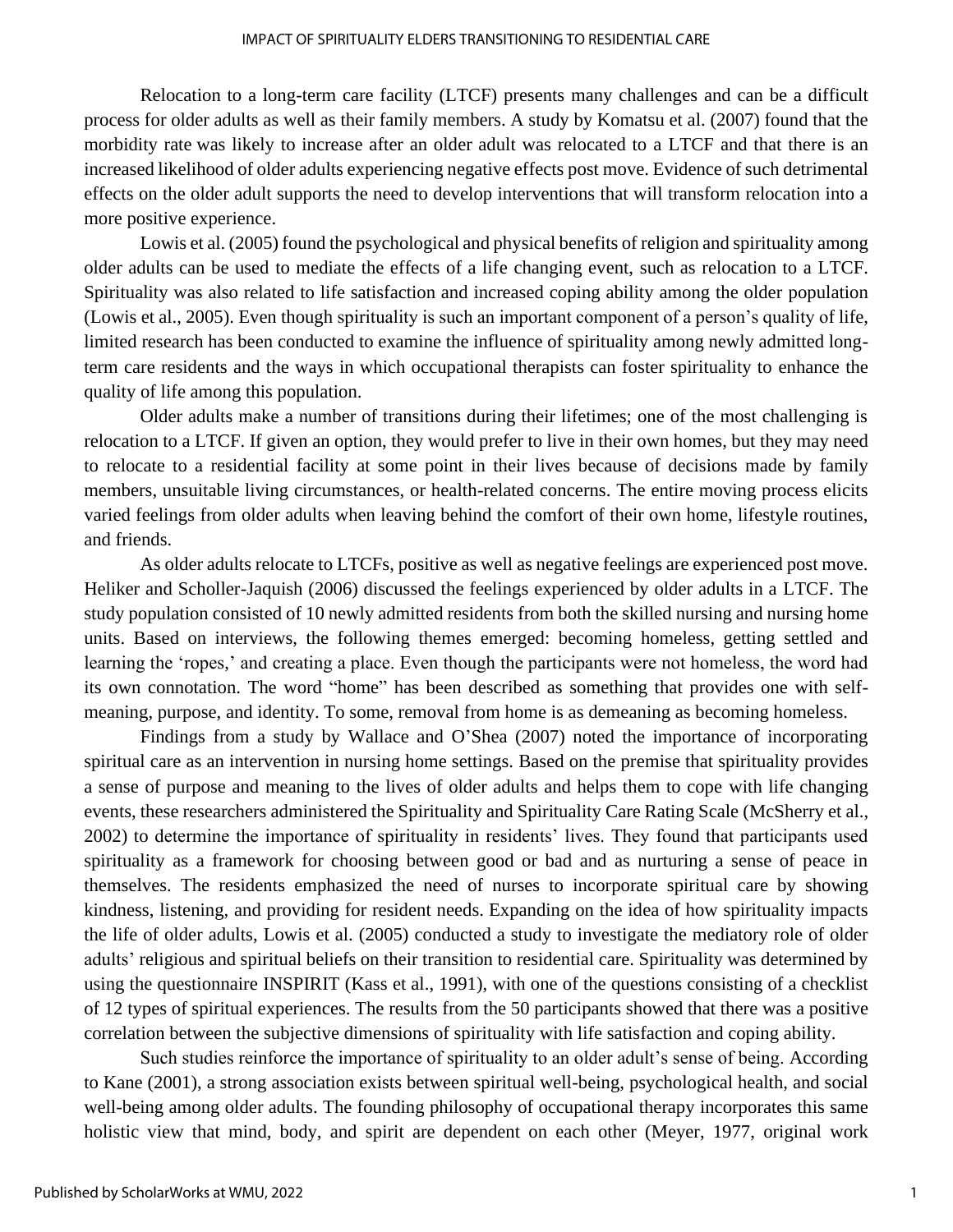Relocation to a long-term care facility (LTCF) presents many challenges and can be a difficult process for older adults as well as their family members. A study by Komatsu et al. (2007) found that the morbidity rate was likely to increase after an older adult was relocated to a LTCF and that there is an increased likelihood of older adults experiencing negative effects post move. Evidence of such detrimental effects on the older adult supports the need to develop interventions that will transform relocation into a more positive experience.

Lowis et al. (2005) found the psychological and physical benefits of religion and spirituality among older adults can be used to mediate the effects of a life changing event, such as relocation to a LTCF. Spirituality was also related to life satisfaction and increased coping ability among the older population (Lowis et al., 2005). Even though spirituality is such an important component of a person's quality of life, limited research has been conducted to examine the influence of spirituality among newly admitted long-term care residents and the ways in which occupational therapists can foster spirituality to enhance the quality of life among this population.

Older adults make a number of transitions during their lifetimes; one of the most challenging is relocation to a LTCF. If given an option, they would prefer to live in their own homes, but they may need to relocate to a residential facility at some point in their lives because of decisions made by family members, unsuitable living circumstances, or health-related concerns. The entire moving process elicits varied feelings from older adults when leaving behind the comfort of their own home, lifestyle routines, and friends.

As older adults relocate to LTCFs, positive as well as negative feelings are experienced post move. Heliker and Scholler-Jaquish (2006) discussed the feelings experienced by older adults in a LTCF. The study population consisted of 10 newly admitted residents from both the skilled nursing and nursing home units. Based on interviews, the following themes emerged: becoming homeless, getting settled and learning the 'ropes,' and creating a place. Even though the participants were not homeless, the word had its own connotation. The word "home" has been described as something that provides one with self-meaning, purpose, and identity. To some, removal from home is as demeaning as becoming homeless.

Findings from a study by Wallace and O'Shea (2007) noted the importance of incorporating spiritual care as an intervention in nursing home settings. Based on the premise that spirituality provides a sense of purpose and meaning to the lives of older adults and helps them to cope with life changing events, these researchers administered the Spirituality and Spirituality Care Rating Scale (McSherry et al., 2002) to determine the importance of spirituality in residents' lives. They found that participants used spirituality as a framework for choosing between good or bad and as nurturing a sense of peace in themselves. The residents emphasized the need of nurses to incorporate spiritual care by showing kindness, listening, and providing for resident needs. Expanding on the idea of how spirituality impacts the life of older adults, Lowis et al. (2005) conducted a study to investigate the mediatory role of older adults' religious and spiritual beliefs on their transition to residential care. Spirituality was determined by using the questionnaire INSPIRIT (Kass et al., 1991), with one of the questions consisting of a checklist of 12 types of spiritual experiences. The results from the 50 participants showed that there was a positive correlation between the subjective dimensions of spirituality with life satisfaction and coping ability.

Such studies reinforce the importance of spirituality to an older adult's sense of being. According to Kane (2001), a strong association exists between spiritual well-being, psychological health, and social well-being among older adults. The founding philosophy of occupational therapy incorporates this same holistic view that mind, body, and spirit are dependent on each other (Meyer, 1977, original work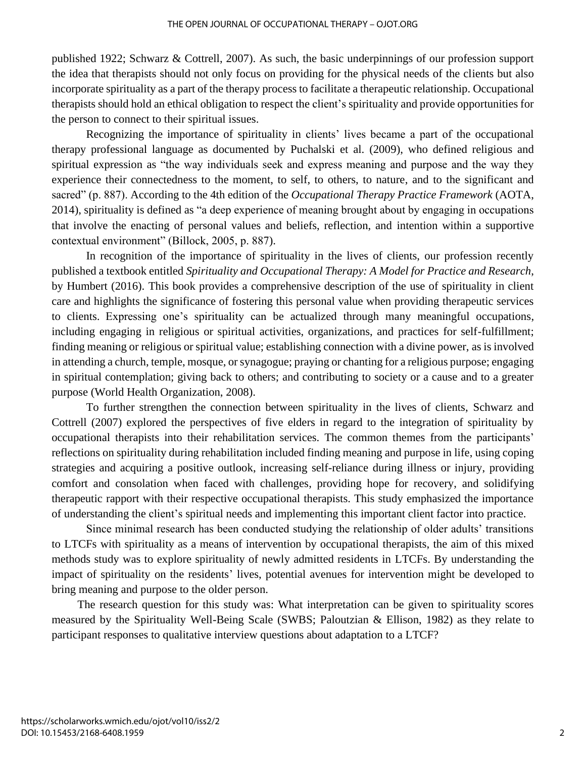published 1922; Schwarz & Cottrell, 2007). As such, the basic underpinnings of our profession support the idea that therapists should not only focus on providing for the physical needs of the clients but also incorporate spirituality as a part of the therapy process to facilitate a therapeutic relationship. Occupational therapists should hold an ethical obligation to respect the client's spirituality and provide opportunities for the person to connect to their spiritual issues.

Recognizing the importance of spirituality in clients' lives became a part of the occupational therapy professional language as documented by Puchalski et al. (2009), who defined religious and spiritual expression as "the way individuals seek and express meaning and purpose and the way they experience their connectedness to the moment, to self, to others, to nature, and to the significant and sacred" (p. 887). According to the 4th edition of the *Occupational Therapy Practice Framework* (AOTA, 2014), spirituality is defined as "a deep experience of meaning brought about by engaging in occupations that involve the enacting of personal values and beliefs, reflection, and intention within a supportive contextual environment" (Billock, 2005, p. 887).

In recognition of the importance of spirituality in the lives of clients, our profession recently published a textbook entitled *Spirituality and Occupational Therapy: A Model for Practice and Research*, by Humbert (2016). This book provides a comprehensive description of the use of spirituality in client care and highlights the significance of fostering this personal value when providing therapeutic services to clients. Expressing one's spirituality can be actualized through many meaningful occupations, including engaging in religious or spiritual activities, organizations, and practices for self-fulfillment; finding meaning or religious or spiritual value; establishing connection with a divine power, as is involved in attending a church, temple, mosque, or synagogue; praying or chanting for a religious purpose; engaging in spiritual contemplation; giving back to others; and contributing to society or a cause and to a greater purpose (World Health Organization, 2008).

To further strengthen the connection between spirituality in the lives of clients, Schwarz and Cottrell (2007) explored the perspectives of five elders in regard to the integration of spirituality by occupational therapists into their rehabilitation services. The common themes from the participants' reflections on spirituality during rehabilitation included finding meaning and purpose in life, using coping strategies and acquiring a positive outlook, increasing self-reliance during illness or injury, providing comfort and consolation when faced with challenges, providing hope for recovery, and solidifying therapeutic rapport with their respective occupational therapists. This study emphasized the importance of understanding the client's spiritual needs and implementing this important client factor into practice.

Since minimal research has been conducted studying the relationship of older adults' transitions to LTCFs with spirituality as a means of intervention by occupational therapists, the aim of this mixed methods study was to explore spirituality of newly admitted residents in LTCFs. By understanding the impact of spirituality on the residents' lives, potential avenues for intervention might be developed to bring meaning and purpose to the older person.

The research question for this study was: What interpretation can be given to spirituality scores measured by the Spirituality Well-Being Scale (SWBS; Paloutzian & Ellison, 1982) as they relate to participant responses to qualitative interview questions about adaptation to a LTCF?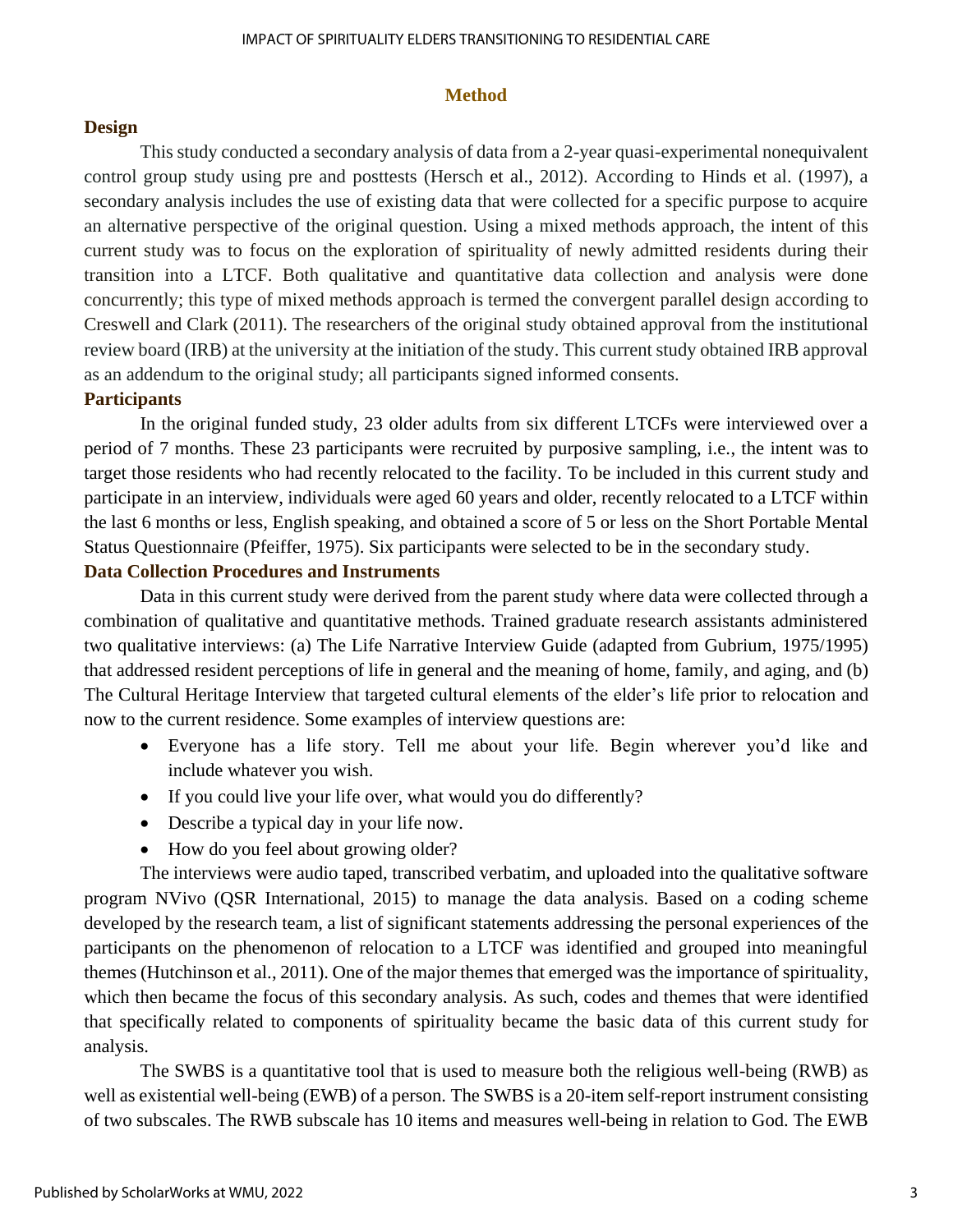## Method

### Design

This study conducted a secondary analysis of data from a 2-year quasi-experimental nonequivalent control group study using pre and posttests (Hersch et al., 2012). According to Hinds et al. (1997), a secondary analysis includes the use of existing data that were collected for a specific purpose to acquire an alternative perspective of the original question. Using a mixed methods approach, the intent of this current study was to focus on the exploration of spirituality of newly admitted residents during their transition into a LTCF. Both qualitative and quantitative data collection and analysis were done concurrently; this type of mixed methods approach is termed the convergent parallel design according to Creswell and Clark (2011). The researchers of the original study obtained approval from the institutional review board (IRB) at the university at the initiation of the study. This current study obtained IRB approval as an addendum to the original study; all participants signed informed consents.

### Participants

In the original funded study, 23 older adults from six different LTCFs were interviewed over a period of 7 months. These 23 participants were recruited by purposive sampling, i.e., the intent was to target those residents who had recently relocated to the facility. To be included in this current study and participate in an interview, individuals were aged 60 years and older, recently relocated to a LTCF within the last 6 months or less, English speaking, and obtained a score of 5 or less on the Short Portable Mental Status Questionnaire (Pfeiffer, 1975). Six participants were selected to be in the secondary study.

### Data Collection Procedures and Instruments

Data in this current study were derived from the parent study where data were collected through a combination of qualitative and quantitative methods. Trained graduate research assistants administered two qualitative interviews: (a) The Life Narrative Interview Guide (adapted from Gubrium, 1975/1995) that addressed resident perceptions of life in general and the meaning of home, family, and aging, and (b) The Cultural Heritage Interview that targeted cultural elements of the elder's life prior to relocation and now to the current residence. Some examples of interview questions are:

- Everyone has a life story. Tell me about your life. Begin wherever you'd like and include whatever you wish.
- If you could live your life over, what would you do differently?
- Describe a typical day in your life now.
- How do you feel about growing older?

The interviews were audio taped, transcribed verbatim, and uploaded into the qualitative software program NVivo (QSR International, 2015) to manage the data analysis. Based on a coding scheme developed by the research team, a list of significant statements addressing the personal experiences of the participants on the phenomenon of relocation to a LTCF was identified and grouped into meaningful themes (Hutchinson et al., 2011). One of the major themes that emerged was the importance of spirituality, which then became the focus of this secondary analysis. As such, codes and themes that were identified that specifically related to components of spirituality became the basic data of this current study for analysis.

The SWBS is a quantitative tool that is used to measure both the religious well-being (RWB) as well as existential well-being (EWB) of a person. The SWBS is a 20-item self-report instrument consisting of two subscales. The RWB subscale has 10 items and measures well-being in relation to God. The EWB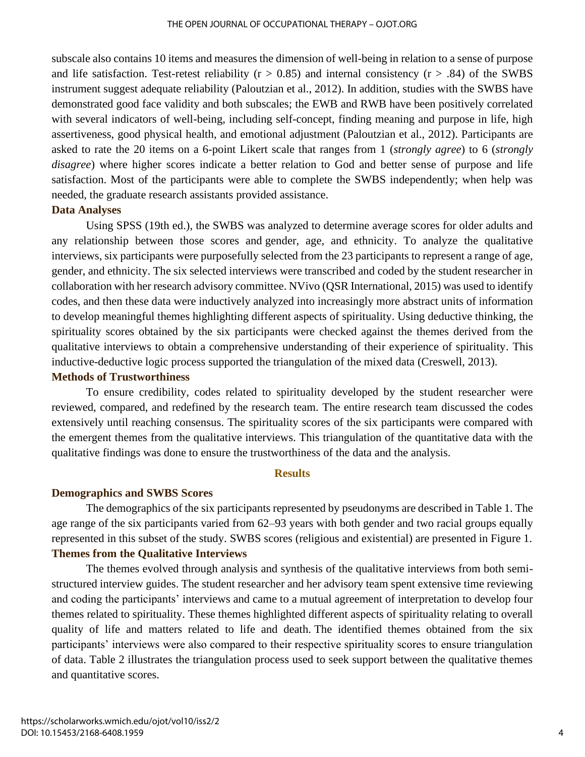subscale also contains 10 items and measures the dimension of well-being in relation to a sense of purpose and life satisfaction. Test-retest reliability ($r > 0.85$) and internal consistency ($r > .84$) of the SWBS instrument suggest adequate reliability (Paloutzian et al., 2012). In addition, studies with the SWBS have demonstrated good face validity and both subscales; the EWB and RWB have been positively correlated with several indicators of well-being, including self-concept, finding meaning and purpose in life, high assertiveness, good physical health, and emotional adjustment (Paloutzian et al., 2012). Participants are asked to rate the 20 items on a 6-point Likert scale that ranges from 1 (*strongly agree*) to 6 (*strongly disagree*) where higher scores indicate a better relation to God and better sense of purpose and life satisfaction. Most of the participants were able to complete the SWBS independently; when help was needed, the graduate research assistants provided assistance.

### Data Analyses

Using SPSS (19th ed.), the SWBS was analyzed to determine average scores for older adults and any relationship between those scores and gender, age, and ethnicity. To analyze the qualitative interviews, six participants were purposefully selected from the 23 participants to represent a range of age, gender, and ethnicity. The six selected interviews were transcribed and coded by the student researcher in collaboration with her research advisory committee. NVivo (QSR International, 2015) was used to identify codes, and then these data were inductively analyzed into increasingly more abstract units of information to develop meaningful themes highlighting different aspects of spirituality. Using deductive thinking, the spirituality scores obtained by the six participants were checked against the themes derived from the qualitative interviews to obtain a comprehensive understanding of their experience of spirituality. This inductive-deductive logic process supported the triangulation of the mixed data (Creswell, 2013).

### Methods of Trustworthiness

To ensure credibility, codes related to spirituality developed by the student researcher were reviewed, compared, and redefined by the research team. The entire research team discussed the codes extensively until reaching consensus. The spirituality scores of the six participants were compared with the emergent themes from the qualitative interviews. This triangulation of the quantitative data with the qualitative findings was done to ensure the trustworthiness of the data and the analysis.

## Results

### Demographics and SWBS Scores

The demographics of the six participants represented by pseudonyms are described in Table 1. The age range of the six participants varied from 62–93 years with both gender and two racial groups equally represented in this subset of the study. SWBS scores (religious and existential) are presented in Figure 1.

### Themes from the Qualitative Interviews

The themes evolved through analysis and synthesis of the qualitative interviews from both semi-structured interview guides. The student researcher and her advisory team spent extensive time reviewing and coding the participants' interviews and came to a mutual agreement of interpretation to develop four themes related to spirituality. These themes highlighted different aspects of spirituality relating to overall quality of life and matters related to life and death. The identified themes obtained from the six participants' interviews were also compared to their respective spirituality scores to ensure triangulation of data. Table 2 illustrates the triangulation process used to seek support between the qualitative themes and quantitative scores.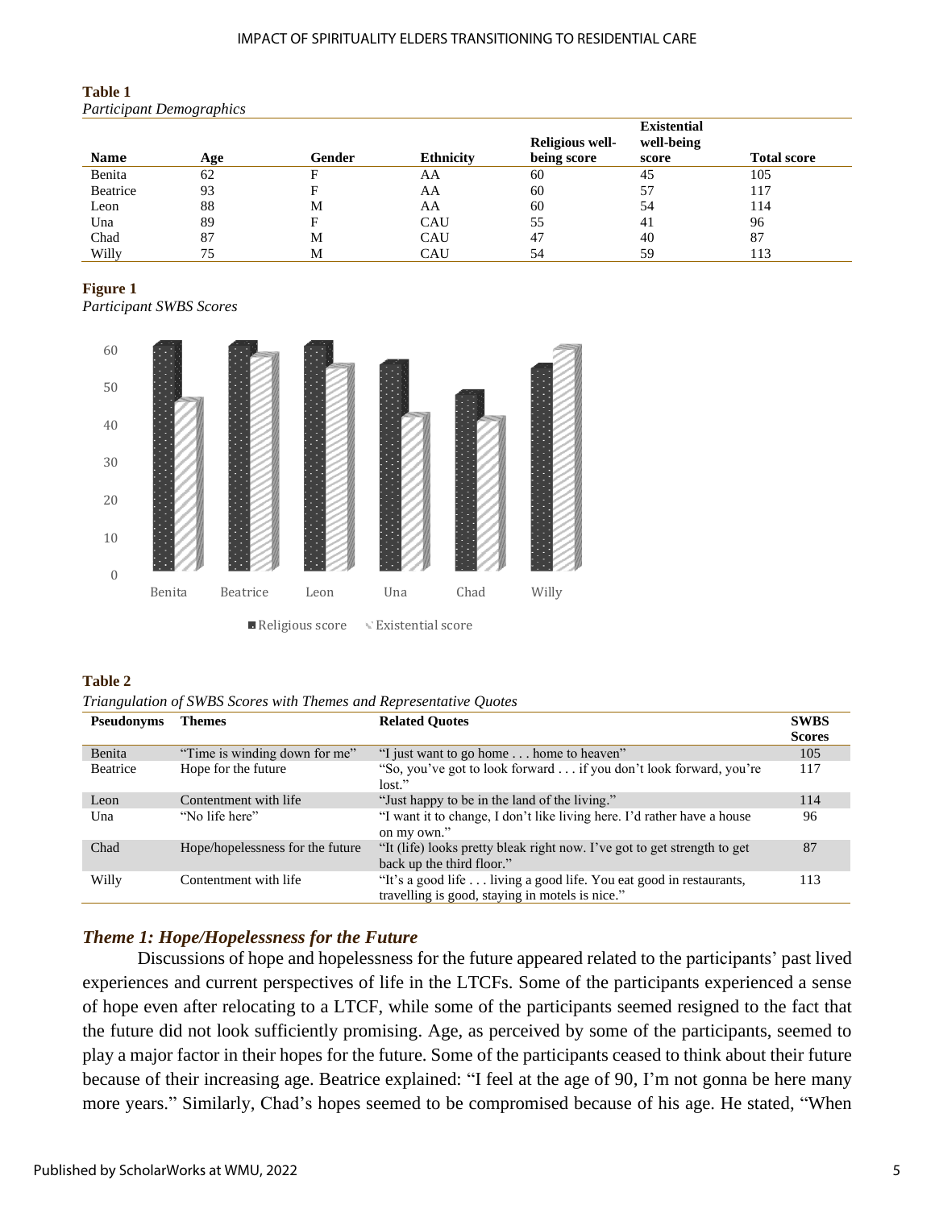**Table 1**
*Participant Demographics*

| Name | Age | Gender | Ethnicity | Religious well-being score | Existential well-being score | Total score |
|---|---|---|---|---|---|---|
| Benita | 62 | F | AA | 60 | 45 | 105 |
| Beatrice | 93 | F | AA | 60 | 57 | 117 |
| Leon | 88 | M | AA | 60 | 54 | 114 |
| Una | 89 | F | CAU | 55 | 41 | 96 |
| Chad | 87 | M | CAU | 47 | 40 | 87 |
| Willy | 75 | M | CAU | 54 | 59 | 113 |

**Figure 1**
*Participant SWBS Scores*

**Table 2**
*Triangulation of SWBS Scores with Themes and Representative Quotes*

| Pseudonyms | Themes | Related Quotes | SWBS Scores |
|---|---|---|---|
| Benita | "Time is winding down for me" | "I just want to go home . . . home to heaven" | 105 |
| Beatrice | Hope for the future | "So, you've got to look forward . . . if you don't look forward, you're lost." | 117 |
| Leon | Contentment with life | "Just happy to be in the land of the living." | 114 |
| Una | "No life here" | "I want it to change, I don't like living here. I'd rather have a house on my own." | 96 |
| Chad | Hope/hopelessness for the future | "It (life) looks pretty bleak right now. I've got to get strength to get back up the third floor." | 87 |
| Willy | Contentment with life | "It's a good life . . . living a good life. You eat good in restaurants, travelling is good, staying in motels is nice." | 113 |

### *Theme 1: Hope/Hopelessness for the Future*

Discussions of hope and hopelessness for the future appeared related to the participants' past lived experiences and current perspectives of life in the LTCFs. Some of the participants experienced a sense of hope even after relocating to a LTCF, while some of the participants seemed resigned to the fact that the future did not look sufficiently promising. Age, as perceived by some of the participants, seemed to play a major factor in their hopes for the future. Some of the participants ceased to think about their future because of their increasing age. Beatrice explained: "I feel at the age of 90, I'm not gonna be here many more years." Similarly, Chad's hopes seemed to be compromised because of his age. He stated, "When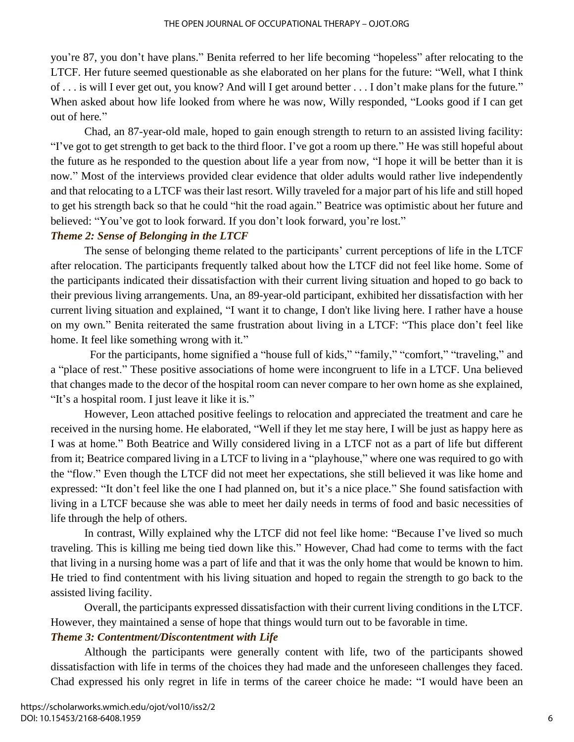you're 87, you don't have plans." Benita referred to her life becoming "hopeless" after relocating to the LTCF. Her future seemed questionable as she elaborated on her plans for the future: "Well, what I think of . . . is will I ever get out, you know? And will I get around better . . . I don't make plans for the future." When asked about how life looked from where he was now, Willy responded, "Looks good if I can get out of here."

Chad, an 87-year-old male, hoped to gain enough strength to return to an assisted living facility: "I've got to get strength to get back to the third floor. I've got a room up there." He was still hopeful about the future as he responded to the question about life a year from now, "I hope it will be better than it is now." Most of the interviews provided clear evidence that older adults would rather live independently and that relocating to a LTCF was their last resort. Willy traveled for a major part of his life and still hoped to get his strength back so that he could "hit the road again." Beatrice was optimistic about her future and believed: "You've got to look forward. If you don't look forward, you're lost."

***Theme 2: Sense of Belonging in the LTCF***

The sense of belonging theme related to the participants' current perceptions of life in the LTCF after relocation. The participants frequently talked about how the LTCF did not feel like home. Some of the participants indicated their dissatisfaction with their current living situation and hoped to go back to their previous living arrangements. Una, an 89-year-old participant, exhibited her dissatisfaction with her current living situation and explained, "I want it to change, I don't like living here. I rather have a house on my own." Benita reiterated the same frustration about living in a LTCF: "This place don't feel like home. It feel like something wrong with it."

For the participants, home signified a "house full of kids," "family," "comfort," "traveling," and a "place of rest." These positive associations of home were incongruent to life in a LTCF. Una believed that changes made to the decor of the hospital room can never compare to her own home as she explained, "It's a hospital room. I just leave it like it is."

However, Leon attached positive feelings to relocation and appreciated the treatment and care he received in the nursing home. He elaborated, "Well if they let me stay here, I will be just as happy here as I was at home." Both Beatrice and Willy considered living in a LTCF not as a part of life but different from it; Beatrice compared living in a LTCF to living in a "playhouse," where one was required to go with the "flow." Even though the LTCF did not meet her expectations, she still believed it was like home and expressed: "It don't feel like the one I had planned on, but it's a nice place." She found satisfaction with living in a LTCF because she was able to meet her daily needs in terms of food and basic necessities of life through the help of others.

In contrast, Willy explained why the LTCF did not feel like home: "Because I've lived so much traveling. This is killing me being tied down like this." However, Chad had come to terms with the fact that living in a nursing home was a part of life and that it was the only home that would be known to him. He tried to find contentment with his living situation and hoped to regain the strength to go back to the assisted living facility.

Overall, the participants expressed dissatisfaction with their current living conditions in the LTCF. However, they maintained a sense of hope that things would turn out to be favorable in time.

***Theme 3: Contentment/Discontentment with Life***

Although the participants were generally content with life, two of the participants showed dissatisfaction with life in terms of the choices they had made and the unforeseen challenges they faced. Chad expressed his only regret in life in terms of the career choice he made: "I would have been an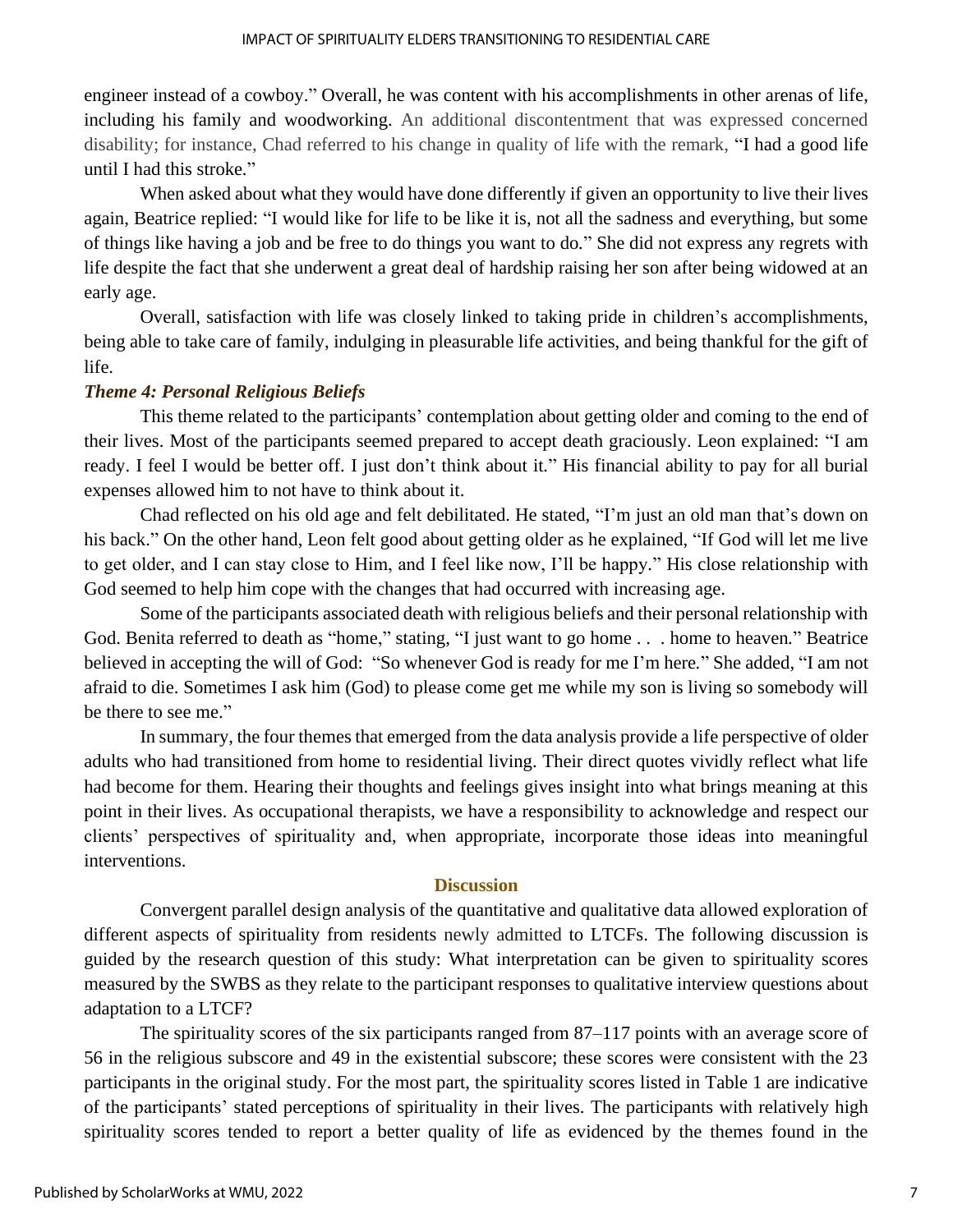engineer instead of a cowboy." Overall, he was content with his accomplishments in other arenas of life, including his family and woodworking. An additional discontentment that was expressed concerned disability; for instance, Chad referred to his change in quality of life with the remark, "I had a good life until I had this stroke."

When asked about what they would have done differently if given an opportunity to live their lives again, Beatrice replied: "I would like for life to be like it is, not all the sadness and everything, but some of things like having a job and be free to do things you want to do." She did not express any regrets with life despite the fact that she underwent a great deal of hardship raising her son after being widowed at an early age.

Overall, satisfaction with life was closely linked to taking pride in children's accomplishments, being able to take care of family, indulging in pleasurable life activities, and being thankful for the gift of life.

### *Theme 4: Personal Religious Beliefs*

This theme related to the participants' contemplation about getting older and coming to the end of their lives. Most of the participants seemed prepared to accept death graciously. Leon explained: "I am ready. I feel I would be better off. I just don't think about it." His financial ability to pay for all burial expenses allowed him to not have to think about it.

Chad reflected on his old age and felt debilitated. He stated, "I'm just an old man that's down on his back." On the other hand, Leon felt good about getting older as he explained, "If God will let me live to get older, and I can stay close to Him, and I feel like now, I'll be happy." His close relationship with God seemed to help him cope with the changes that had occurred with increasing age.

Some of the participants associated death with religious beliefs and their personal relationship with God. Benita referred to death as "home," stating, "I just want to go home . . . home to heaven." Beatrice believed in accepting the will of God: "So whenever God is ready for me I'm here." She added, "I am not afraid to die. Sometimes I ask him (God) to please come get me while my son is living so somebody will be there to see me."

In summary, the four themes that emerged from the data analysis provide a life perspective of older adults who had transitioned from home to residential living. Their direct quotes vividly reflect what life had become for them. Hearing their thoughts and feelings gives insight into what brings meaning at this point in their lives. As occupational therapists, we have a responsibility to acknowledge and respect our clients' perspectives of spirituality and, when appropriate, incorporate those ideas into meaningful interventions.

## Discussion

Convergent parallel design analysis of the quantitative and qualitative data allowed exploration of different aspects of spirituality from residents newly admitted to LTCFs. The following discussion is guided by the research question of this study: What interpretation can be given to spirituality scores measured by the SWBS as they relate to the participant responses to qualitative interview questions about adaptation to a LTCF?

The spirituality scores of the six participants ranged from 87–117 points with an average score of 56 in the religious subscore and 49 in the existential subscore; these scores were consistent with the 23 participants in the original study. For the most part, the spirituality scores listed in Table 1 are indicative of the participants' stated perceptions of spirituality in their lives. The participants with relatively high spirituality scores tended to report a better quality of life as evidenced by the themes found in the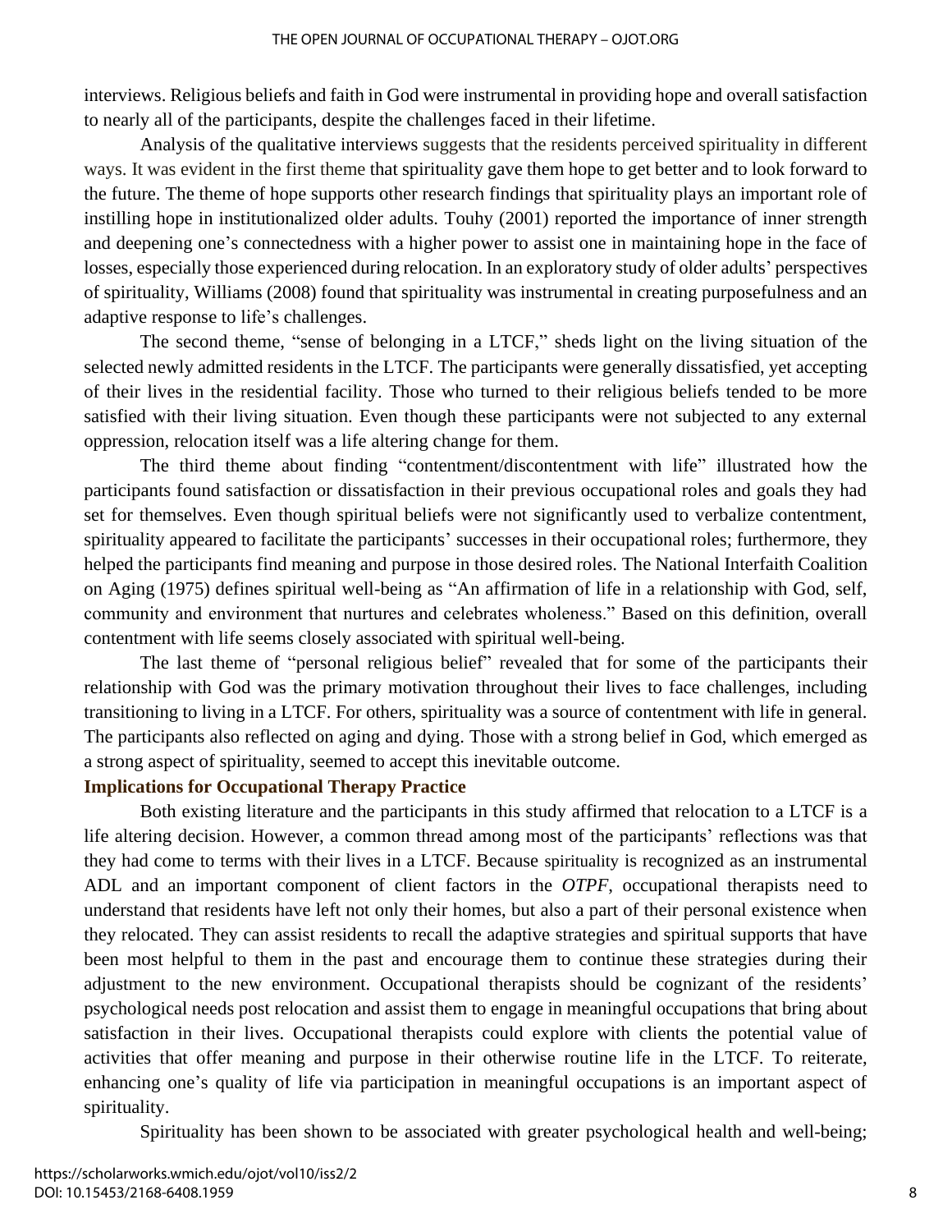interviews. Religious beliefs and faith in God were instrumental in providing hope and overall satisfaction to nearly all of the participants, despite the challenges faced in their lifetime.

Analysis of the qualitative interviews suggests that the residents perceived spirituality in different ways. It was evident in the first theme that spirituality gave them hope to get better and to look forward to the future. The theme of hope supports other research findings that spirituality plays an important role of instilling hope in institutionalized older adults. Touhy (2001) reported the importance of inner strength and deepening one's connectedness with a higher power to assist one in maintaining hope in the face of losses, especially those experienced during relocation. In an exploratory study of older adults' perspectives of spirituality, Williams (2008) found that spirituality was instrumental in creating purposefulness and an adaptive response to life's challenges.

The second theme, "sense of belonging in a LTCF," sheds light on the living situation of the selected newly admitted residents in the LTCF. The participants were generally dissatisfied, yet accepting of their lives in the residential facility. Those who turned to their religious beliefs tended to be more satisfied with their living situation. Even though these participants were not subjected to any external oppression, relocation itself was a life altering change for them.

The third theme about finding "contentment/discontentment with life" illustrated how the participants found satisfaction or dissatisfaction in their previous occupational roles and goals they had set for themselves. Even though spiritual beliefs were not significantly used to verbalize contentment, spirituality appeared to facilitate the participants' successes in their occupational roles; furthermore, they helped the participants find meaning and purpose in those desired roles. The National Interfaith Coalition on Aging (1975) defines spiritual well-being as "An affirmation of life in a relationship with God, self, community and environment that nurtures and celebrates wholeness." Based on this definition, overall contentment with life seems closely associated with spiritual well-being.

The last theme of "personal religious belief" revealed that for some of the participants their relationship with God was the primary motivation throughout their lives to face challenges, including transitioning to living in a LTCF. For others, spirituality was a source of contentment with life in general. The participants also reflected on aging and dying. Those with a strong belief in God, which emerged as a strong aspect of spirituality, seemed to accept this inevitable outcome.

### Implications for Occupational Therapy Practice

Both existing literature and the participants in this study affirmed that relocation to a LTCF is a life altering decision. However, a common thread among most of the participants' reflections was that they had come to terms with their lives in a LTCF. Because spirituality is recognized as an instrumental ADL and an important component of client factors in the *OTPF*, occupational therapists need to understand that residents have left not only their homes, but also a part of their personal existence when they relocated. They can assist residents to recall the adaptive strategies and spiritual supports that have been most helpful to them in the past and encourage them to continue these strategies during their adjustment to the new environment. Occupational therapists should be cognizant of the residents' psychological needs post relocation and assist them to engage in meaningful occupations that bring about satisfaction in their lives. Occupational therapists could explore with clients the potential value of activities that offer meaning and purpose in their otherwise routine life in the LTCF. To reiterate, enhancing one's quality of life via participation in meaningful occupations is an important aspect of spirituality.

Spirituality has been shown to be associated with greater psychological health and well-being;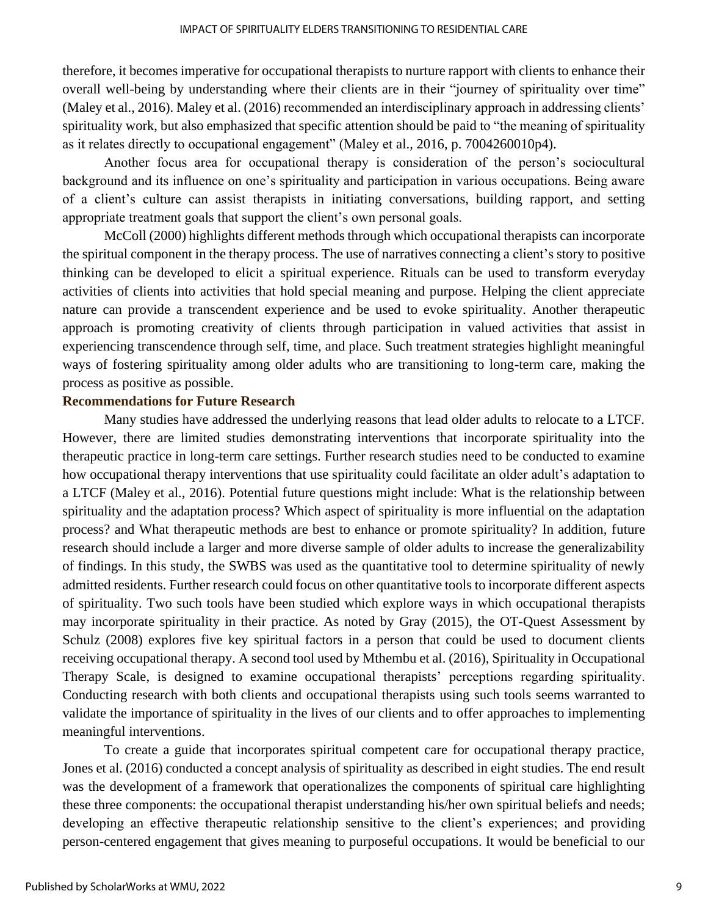therefore, it becomes imperative for occupational therapists to nurture rapport with clients to enhance their overall well-being by understanding where their clients are in their "journey of spirituality over time" (Maley et al., 2016). Maley et al. (2016) recommended an interdisciplinary approach in addressing clients' spirituality work, but also emphasized that specific attention should be paid to "the meaning of spirituality as it relates directly to occupational engagement" (Maley et al., 2016, p. 7004260010p4).

Another focus area for occupational therapy is consideration of the person's sociocultural background and its influence on one's spirituality and participation in various occupations. Being aware of a client's culture can assist therapists in initiating conversations, building rapport, and setting appropriate treatment goals that support the client's own personal goals.

McColl (2000) highlights different methods through which occupational therapists can incorporate the spiritual component in the therapy process. The use of narratives connecting a client's story to positive thinking can be developed to elicit a spiritual experience. Rituals can be used to transform everyday activities of clients into activities that hold special meaning and purpose. Helping the client appreciate nature can provide a transcendent experience and be used to evoke spirituality. Another therapeutic approach is promoting creativity of clients through participation in valued activities that assist in experiencing transcendence through self, time, and place. Such treatment strategies highlight meaningful ways of fostering spirituality among older adults who are transitioning to long-term care, making the process as positive as possible.

### Recommendations for Future Research

Many studies have addressed the underlying reasons that lead older adults to relocate to a LTCF. However, there are limited studies demonstrating interventions that incorporate spirituality into the therapeutic practice in long-term care settings. Further research studies need to be conducted to examine how occupational therapy interventions that use spirituality could facilitate an older adult's adaptation to a LTCF (Maley et al., 2016). Potential future questions might include: What is the relationship between spirituality and the adaptation process? Which aspect of spirituality is more influential on the adaptation process? and What therapeutic methods are best to enhance or promote spirituality? In addition, future research should include a larger and more diverse sample of older adults to increase the generalizability of findings. In this study, the SWBS was used as the quantitative tool to determine spirituality of newly admitted residents. Further research could focus on other quantitative tools to incorporate different aspects of spirituality. Two such tools have been studied which explore ways in which occupational therapists may incorporate spirituality in their practice. As noted by Gray (2015), the OT-Quest Assessment by Schulz (2008) explores five key spiritual factors in a person that could be used to document clients receiving occupational therapy. A second tool used by Mthembu et al. (2016), Spirituality in Occupational Therapy Scale, is designed to examine occupational therapists' perceptions regarding spirituality. Conducting research with both clients and occupational therapists using such tools seems warranted to validate the importance of spirituality in the lives of our clients and to offer approaches to implementing meaningful interventions.

To create a guide that incorporates spiritual competent care for occupational therapy practice, Jones et al. (2016) conducted a concept analysis of spirituality as described in eight studies. The end result was the development of a framework that operationalizes the components of spiritual care highlighting these three components: the occupational therapist understanding his/her own spiritual beliefs and needs; developing an effective therapeutic relationship sensitive to the client's experiences; and providing person-centered engagement that gives meaning to purposeful occupations. It would be beneficial to our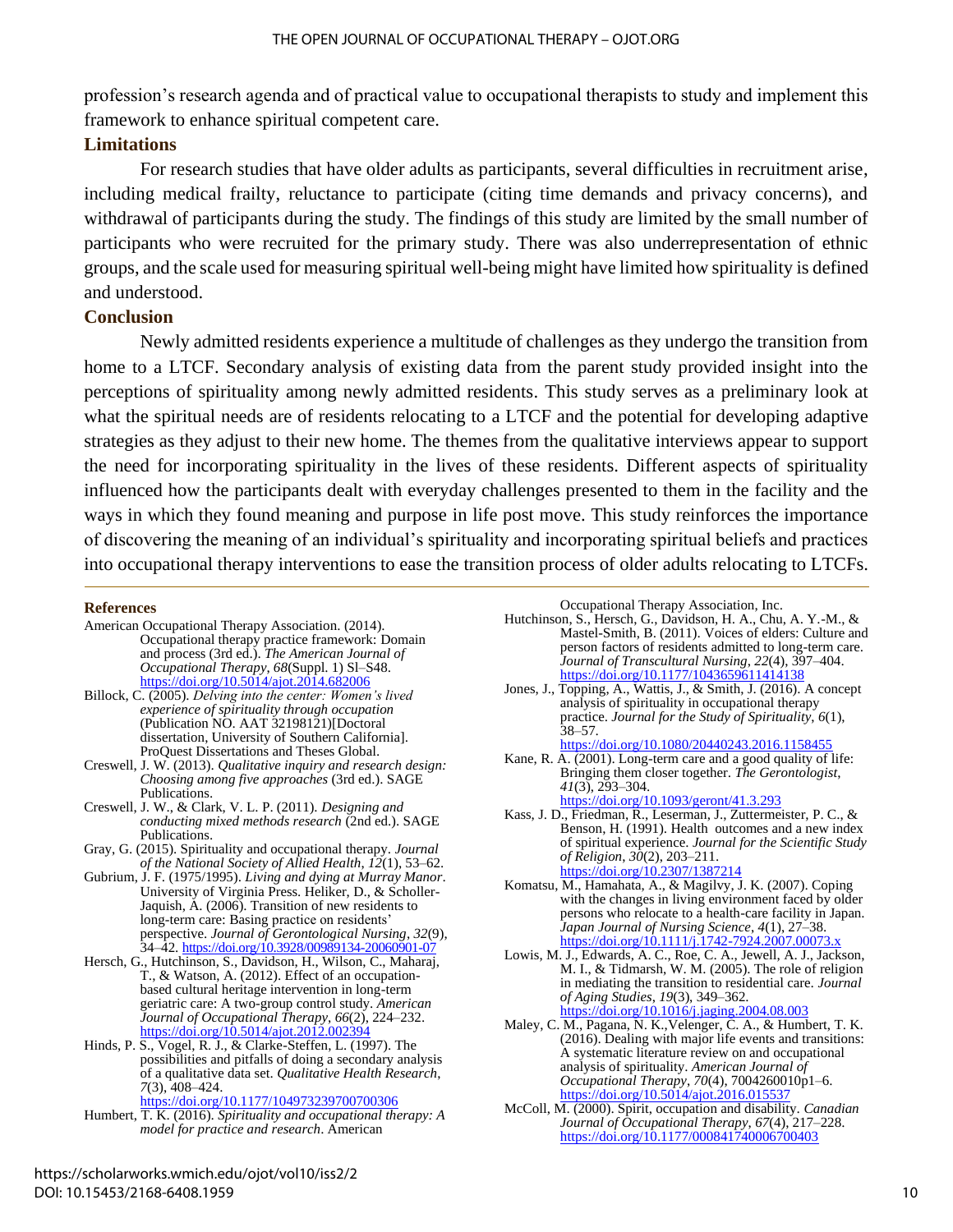profession's research agenda and of practical value to occupational therapists to study and implement this framework to enhance spiritual competent care.

## Limitations

For research studies that have older adults as participants, several difficulties in recruitment arise, including medical frailty, reluctance to participate (citing time demands and privacy concerns), and withdrawal of participants during the study. The findings of this study are limited by the small number of participants who were recruited for the primary study. There was also underrepresentation of ethnic groups, and the scale used for measuring spiritual well-being might have limited how spirituality is defined and understood.

## Conclusion

Newly admitted residents experience a multitude of challenges as they undergo the transition from home to a LTCF. Secondary analysis of existing data from the parent study provided insight into the perceptions of spirituality among newly admitted residents. This study serves as a preliminary look at what the spiritual needs are of residents relocating to a LTCF and the potential for developing adaptive strategies as they adjust to their new home. The themes from the qualitative interviews appear to support the need for incorporating spirituality in the lives of these residents. Different aspects of spirituality influenced how the participants dealt with everyday challenges presented to them in the facility and the ways in which they found meaning and purpose in life post move. This study reinforces the importance of discovering the meaning of an individual's spirituality and incorporating spiritual beliefs and practices into occupational therapy interventions to ease the transition process of older adults relocating to LTCFs.

## References

American Occupational Therapy Association. (2014). Occupational therapy practice framework: Domain and process (3rd ed.). *The American Journal of Occupational Therapy*, *68*(Suppl. 1) Sl–S48. https://doi.org/10.5014/ajot.2014.682006

Billock, C. (2005). *Delving into the center: Women's lived experience of spirituality through occupation* (Publication NO. AAT 32198121)[Doctoral dissertation, University of Southern California]. ProQuest Dissertations and Theses Global.

Creswell, J. W. (2013). *Qualitative inquiry and research design: Choosing among five approaches* (3rd ed.). SAGE Publications.

Creswell, J. W., & Clark, V. L. P. (2011). *Designing and conducting mixed methods research* (2nd ed.). SAGE Publications.

Gray, G. (2015). Spirituality and occupational therapy. *Journal of the National Society of Allied Health*, *12*(1), 53–62.

Gubrium, J. F. (1975/1995). *Living and dying at Murray Manor*. University of Virginia Press. Heliker, D., & Scholler-Jaquish, A. (2006). Transition of new residents to long-term care: Basing practice on residents' perspective. *Journal of Gerontological Nursing*, *32*(9), 34–42. https://doi.org/10.3928/00989134-20060901-07

Hersch, G., Hutchinson, S., Davidson, H., Wilson, C., Maharaj, T., & Watson, A. (2012). Effect of an occupation-based cultural heritage intervention in long-term geriatric care: A two-group control study. *American Journal of Occupational Therapy*, *66*(2), 224–232. https://doi.org/10.5014/ajot.2012.002394

Hinds, P. S., Vogel, R. J., & Clarke-Steffen, L. (1997). The possibilities and pitfalls of doing a secondary analysis of a qualitative data set. *Qualitative Health Research*, *7*(3), 408–424. https://doi.org/10.1177/104973239700700306

Humbert, T. K. (2016). *Spirituality and occupational therapy: A model for practice and research*. American Occupational Therapy Association, Inc.

Hutchinson, S., Hersch, G., Davidson, H. A., Chu, A. Y.-M., & Mastel-Smith, B. (2011). Voices of elders: Culture and person factors of residents admitted to long-term care. *Journal of Transcultural Nursing*, *22*(4), 397–404. https://doi.org/10.1177/1043659611414138

Jones, J., Topping, A., Wattis, J., & Smith, J. (2016). A concept analysis of spirituality in occupational therapy practice. *Journal for the Study of Spirituality*, *6*(1), 38–57. https://doi.org/10.1080/20440243.2016.1158455

Kane, R. A. (2001). Long-term care and a good quality of life: Bringing them closer together. *The Gerontologist*, *41*(3), 293–304. https://doi.org/10.1093/geront/41.3.293

Kass, J. D., Friedman, R., Leserman, J., Zuttermeister, P. C., & Benson, H. (1991). Health outcomes and a new index of spiritual experience. *Journal for the Scientific Study of Religion*, *30*(2), 203–211. https://doi.org/10.2307/1387214

Komatsu, M., Hamahata, A., & Magilvy, J. K. (2007). Coping with the changes in living environment faced by older persons who relocate to a health-care facility in Japan. *Japan Journal of Nursing Science*, *4*(1), 27–38. https://doi.org/10.1111/j.1742-7924.2007.00073.x

Lowis, M. J., Edwards, A. C., Roe, C. A., Jewell, A. J., Jackson, M. I., & Tidmarsh, W. M. (2005). The role of religion in mediating the transition to residential care. *Journal of Aging Studies*, *19*(3), 349–362. https://doi.org/10.1016/j.jaging.2004.08.003

Maley, C. M., Pagana, N. K.,Velenger, C. A., & Humbert, T. K. (2016). Dealing with major life events and transitions: A systematic literature review on and occupational analysis of spirituality. *American Journal of Occupational Therapy*, *70*(4), 7004260010p1–6. https://doi.org/10.5014/ajot.2016.015537

McColl, M. (2000). Spirit, occupation and disability. *Canadian Journal of Occupational Therapy*, *67*(4), 217–228. https://doi.org/10.1177/000841740006700403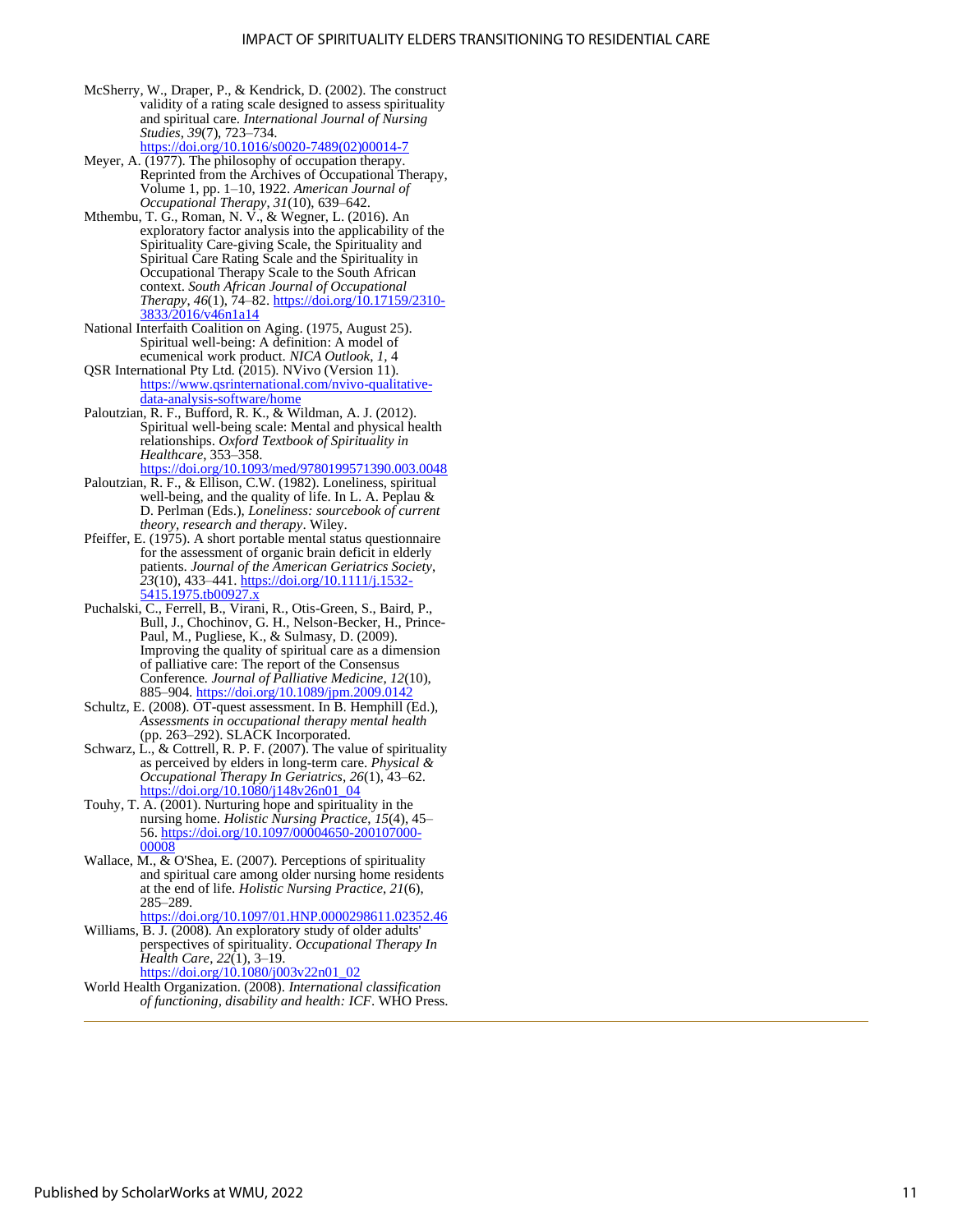McSherry, W., Draper, P., & Kendrick, D. (2002). The construct validity of a rating scale designed to assess spirituality and spiritual care. *International Journal of Nursing Studies*, *39*(7), 723–734. https://doi.org/10.1016/s0020-7489(02)00014-7

Meyer, A. (1977). The philosophy of occupation therapy. Reprinted from the Archives of Occupational Therapy, Volume 1, pp. 1–10, 1922. *American Journal of Occupational Therapy*, *31*(10), 639–642.

Mthembu, T. G., Roman, N. V., & Wegner, L. (2016). An exploratory factor analysis into the applicability of the Spirituality Care-giving Scale, the Spirituality and Spiritual Care Rating Scale and the Spirituality in Occupational Therapy Scale to the South African context. *South African Journal of Occupational Therapy*, *46*(1), 74–82. https://doi.org/10.17159/2310-3833/2016/v46n1a14

National Interfaith Coalition on Aging. (1975, August 25). Spiritual well-being: A definition: A model of ecumenical work product. *NICA Outlook*, *1*, 4

QSR International Pty Ltd. (2015). NVivo (Version 11). https://www.qsrinternational.com/nvivo-qualitative-data-analysis-software/home

Paloutzian, R. F., Bufford, R. K., & Wildman, A. J. (2012). Spiritual well-being scale: Mental and physical health relationships. *Oxford Textbook of Spirituality in Healthcare*, 353–358. https://doi.org/10.1093/med/9780199571390.003.0048

Paloutzian, R. F., & Ellison, C.W. (1982). Loneliness, spiritual well-being, and the quality of life. In L. A. Peplau & D. Perlman (Eds.), *Loneliness: sourcebook of current theory, research and therapy*. Wiley.

Pfeiffer, E. (1975). A short portable mental status questionnaire for the assessment of organic brain deficit in elderly patients. *Journal of the American Geriatrics Society*, *23*(10), 433–441. https://doi.org/10.1111/j.1532-5415.1975.tb00927.x

Puchalski, C., Ferrell, B., Virani, R., Otis-Green, S., Baird, P., Bull, J., Chochinov, G. H., Nelson-Becker, H., Prince-Paul, M., Pugliese, K., & Sulmasy, D. (2009). Improving the quality of spiritual care as a dimension of palliative care: The report of the Consensus Conference. *Journal of Palliative Medicine*, *12*(10), 885–904. https://doi.org/10.1089/jpm.2009.0142

Schultz, E. (2008). OT-quest assessment. In B. Hemphill (Ed.), *Assessments in occupational therapy mental health* (pp. 263–292). SLACK Incorporated.

Schwarz, L., & Cottrell, R. P. F. (2007). The value of spirituality as perceived by elders in long-term care. *Physical & Occupational Therapy In Geriatrics*, *26*(1), 43–62. https://doi.org/10.1080/j148v26n01_04

Touhy, T. A. (2001). Nurturing hope and spirituality in the nursing home. *Holistic Nursing Practice*, *15*(4), 45–56. https://doi.org/10.1097/00004650-200107000-00008

Wallace, M., & O'Shea, E. (2007). Perceptions of spirituality and spiritual care among older nursing home residents at the end of life. *Holistic Nursing Practice*, *21*(6), 285–289. https://doi.org/10.1097/01.HNP.0000298611.02352.46

Williams, B. J. (2008). An exploratory study of older adults' perspectives of spirituality. *Occupational Therapy In Health Care*, *22*(1), 3–19. https://doi.org/10.1080/j003v22n01_02

World Health Organization. (2008). *International classification of functioning, disability and health: ICF*. WHO Press.